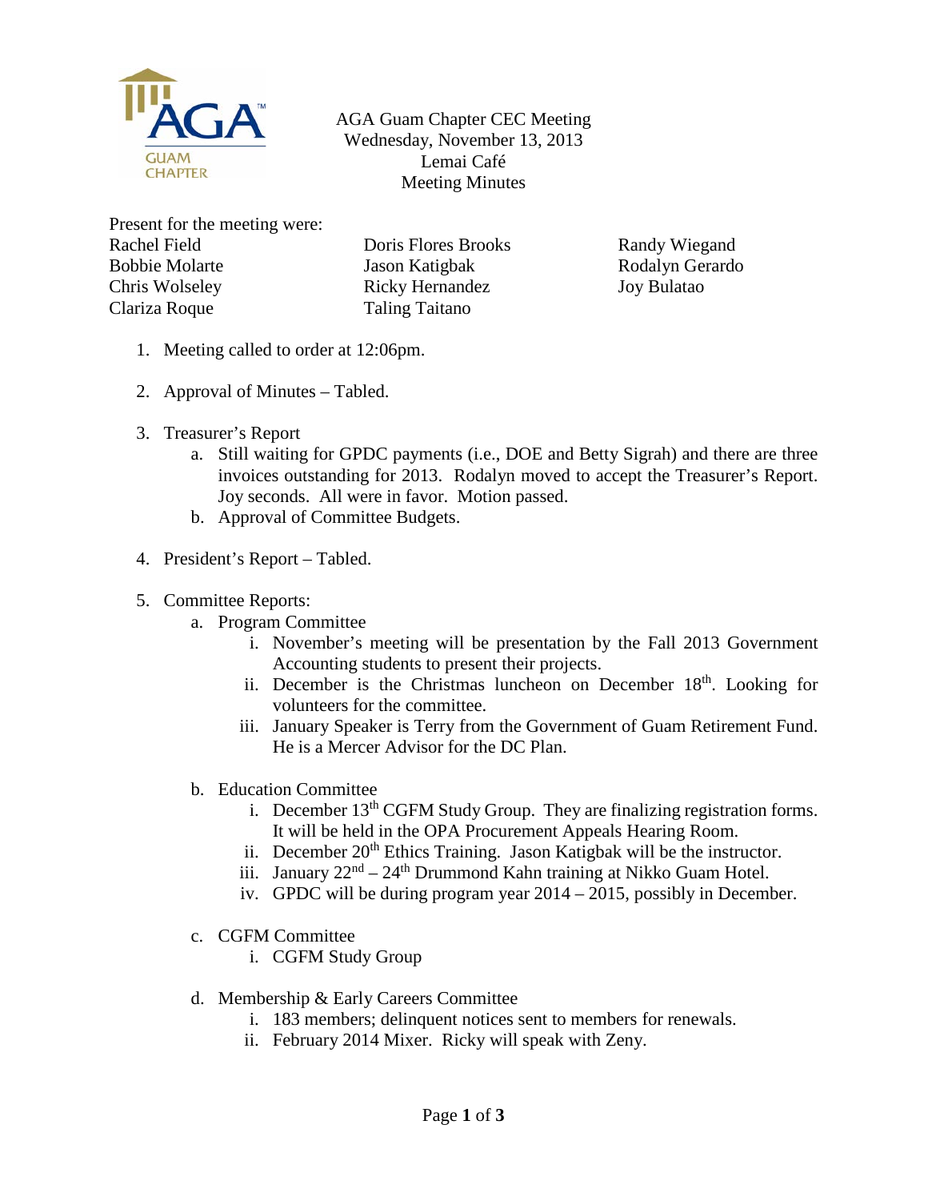# AGA Guam Chapter CEC Meeting

Wednesday, November 13, 2013

Lemai Café

Meeting Minutes

Present for the meeting were:

| | | |
|---|---|---|
| Rachel Field | Doris Flores Brooks | Randy Wiegand |
| Bobbie Molarte | Jason Katigbak | Rodalyn Gerardo |
| Chris Wolseley | Ricky Hernandez | Joy Bulatao |
| Clariza Roque | Taling Taitano | |

1. Meeting called to order at 12:06pm.

2. Approval of Minutes – Tabled.

3. Treasurer's Report
   a. Still waiting for GPDC payments (i.e., DOE and Betty Sigrah) and there are three invoices outstanding for 2013. Rodalyn moved to accept the Treasurer's Report. Joy seconds. All were in favor. Motion passed.
   b. Approval of Committee Budgets.

4. President's Report – Tabled.

5. Committee Reports:
   a. Program Committee
      i. November's meeting will be presentation by the Fall 2013 Government Accounting students to present their projects.
      ii. December is the Christmas luncheon on December 18th. Looking for volunteers for the committee.
      iii. January Speaker is Terry from the Government of Guam Retirement Fund. He is a Mercer Advisor for the DC Plan.

   b. Education Committee
      i. December 13th CGFM Study Group. They are finalizing registration forms. It will be held in the OPA Procurement Appeals Hearing Room.
      ii. December 20th Ethics Training. Jason Katigbak will be the instructor.
      iii. January 22nd – 24th Drummond Kahn training at Nikko Guam Hotel.
      iv. GPDC will be during program year 2014 – 2015, possibly in December.

   c. CGFM Committee
      i. CGFM Study Group

   d. Membership & Early Careers Committee
      i. 183 members; delinquent notices sent to members for renewals.
      ii. February 2014 Mixer. Ricky will speak with Zeny.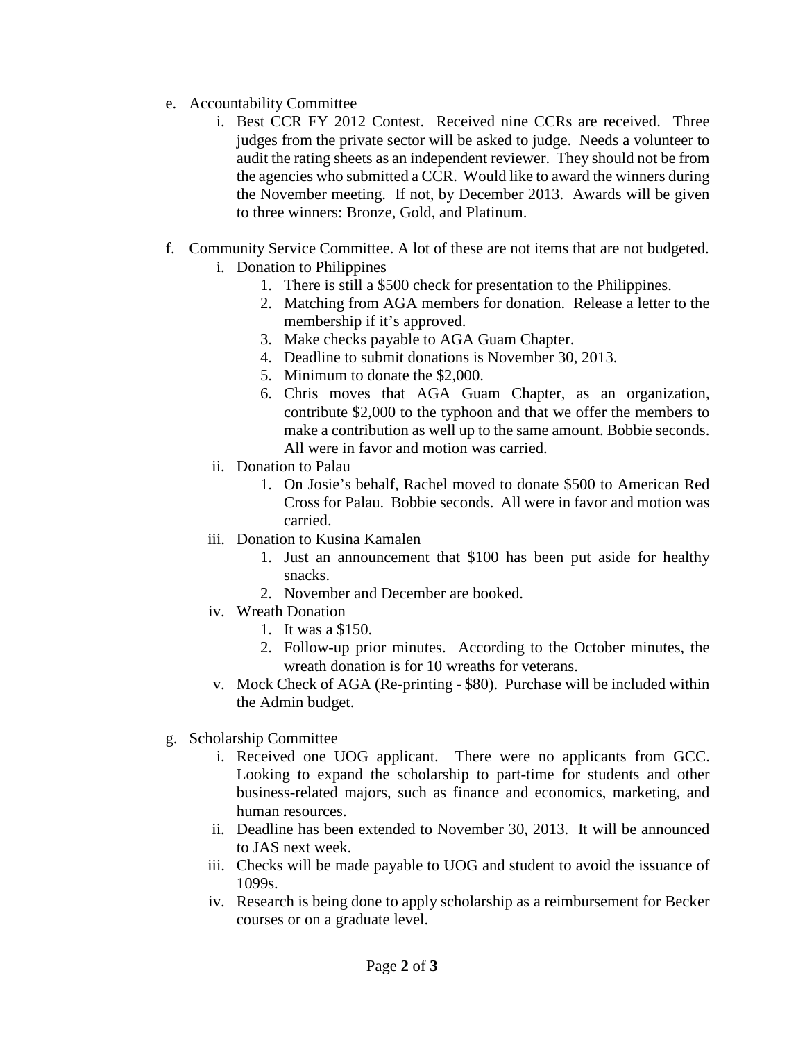e. Accountability Committee
    i. Best CCR FY 2012 Contest. Received nine CCRs are received. Three judges from the private sector will be asked to judge. Needs a volunteer to audit the rating sheets as an independent reviewer. They should not be from the agencies who submitted a CCR. Would like to award the winners during the November meeting. If not, by December 2013. Awards will be given to three winners: Bronze, Gold, and Platinum.

f. Community Service Committee. A lot of these are not items that are not budgeted.
    i. Donation to Philippines
        1. There is still a $500 check for presentation to the Philippines.
        2. Matching from AGA members for donation. Release a letter to the membership if it's approved.
        3. Make checks payable to AGA Guam Chapter.
        4. Deadline to submit donations is November 30, 2013.
        5. Minimum to donate the $2,000.
        6. Chris moves that AGA Guam Chapter, as an organization, contribute $2,000 to the typhoon and that we offer the members to make a contribution as well up to the same amount. Bobbie seconds. All were in favor and motion was carried.
    ii. Donation to Palau
        1. On Josie's behalf, Rachel moved to donate $500 to American Red Cross for Palau. Bobbie seconds. All were in favor and motion was carried.
    iii. Donation to Kusina Kamalen
        1. Just an announcement that $100 has been put aside for healthy snacks.
        2. November and December are booked.
    iv. Wreath Donation
        1. It was a $150.
        2. Follow-up prior minutes. According to the October minutes, the wreath donation is for 10 wreaths for veterans.
    v. Mock Check of AGA (Re-printing - $80). Purchase will be included within the Admin budget.

g. Scholarship Committee
    i. Received one UOG applicant. There were no applicants from GCC. Looking to expand the scholarship to part-time for students and other business-related majors, such as finance and economics, marketing, and human resources.
    ii. Deadline has been extended to November 30, 2013. It will be announced to JAS next week.
    iii. Checks will be made payable to UOG and student to avoid the issuance of 1099s.
    iv. Research is being done to apply scholarship as a reimbursement for Becker courses or on a graduate level.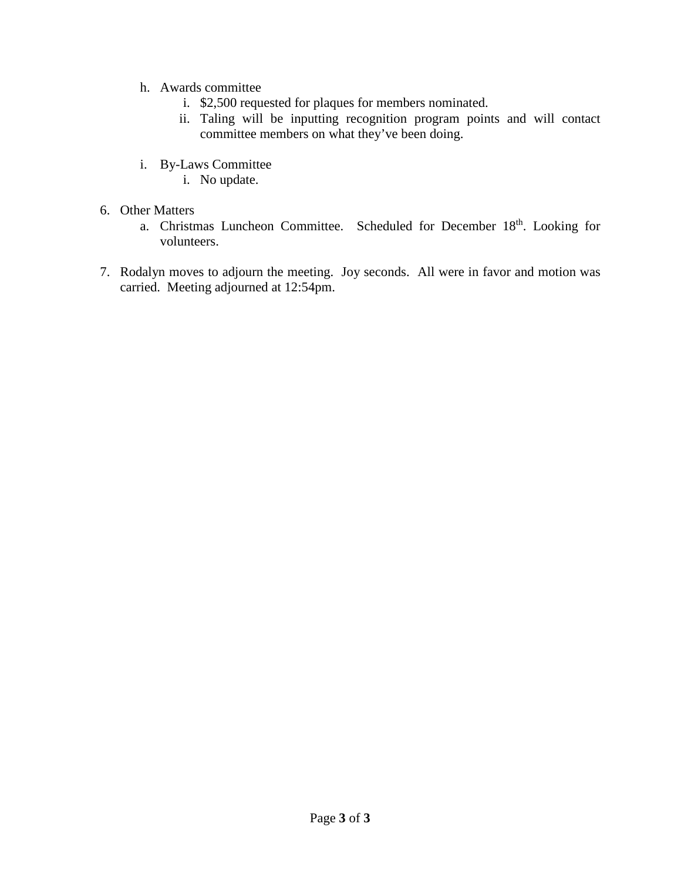h. Awards committee
    i. $2,500 requested for plaques for members nominated.
    ii. Taling will be inputting recognition program points and will contact committee members on what they've been doing.

i. By-Laws Committee
    i. No update.

6. Other Matters
    a. Christmas Luncheon Committee. Scheduled for December 18th. Looking for volunteers.

7. Rodalyn moves to adjourn the meeting. Joy seconds. All were in favor and motion was carried. Meeting adjourned at 12:54pm.